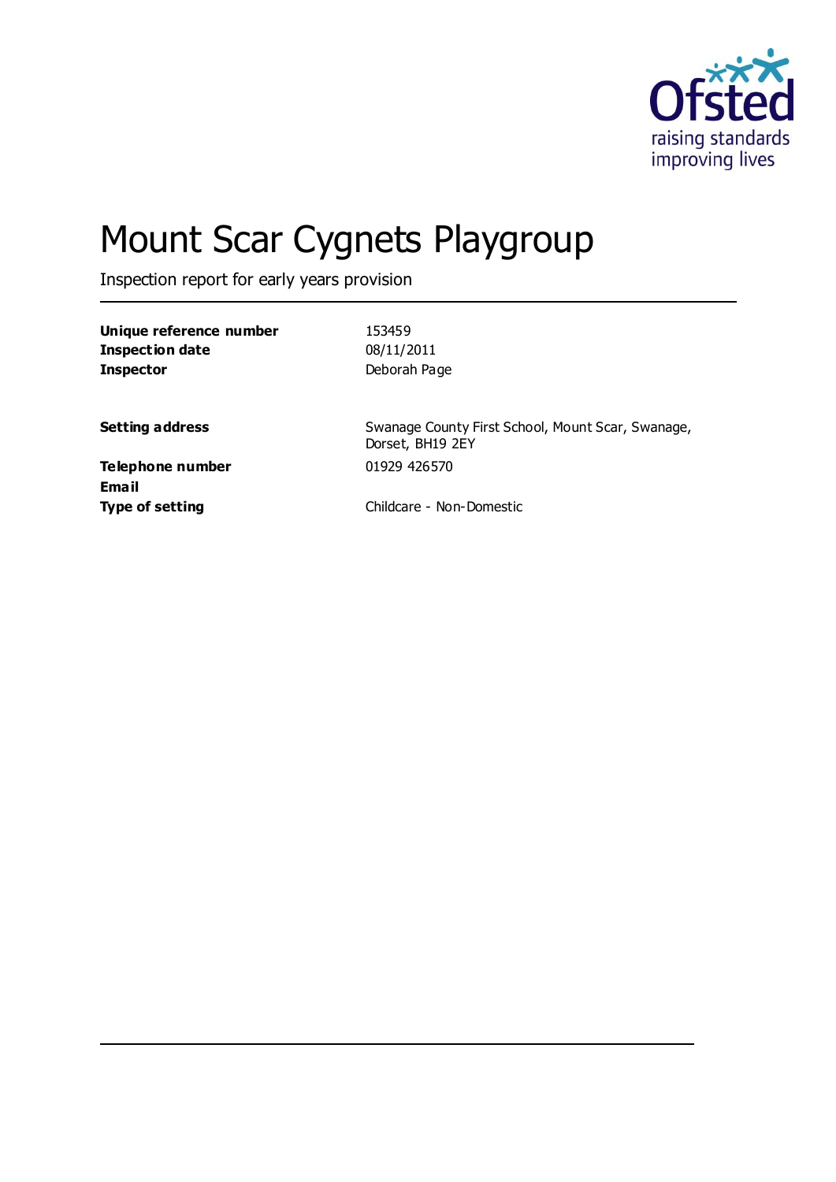# Mount Scar Cygnets Playgroup

Inspection report for early years provision

| | |
|---|---|
| **Unique reference number** | 153459 |
| **Inspection date** | 08/11/2011 |
| **Inspector** | Deborah Page |
| | |
| **Setting address** | Swanage County First School, Mount Scar, Swanage, Dorset, BH19 2EY |
| **Telephone number** | 01929 426570 |
| **Email** | |
| **Type of setting** | Childcare - Non-Domestic |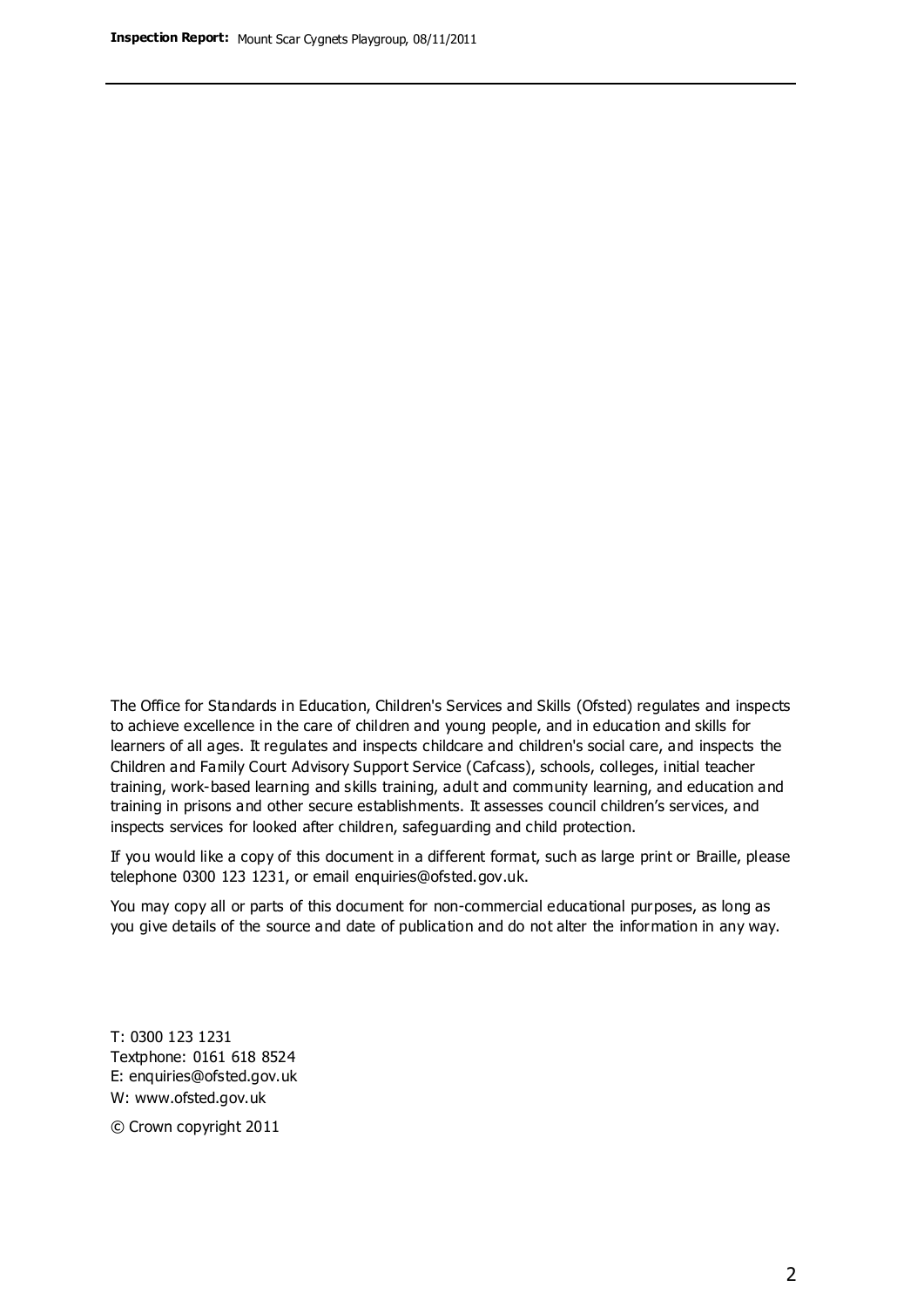The Office for Standards in Education, Children's Services and Skills (Ofsted) regulates and inspects to achieve excellence in the care of children and young people, and in education and skills for learners of all ages. It regulates and inspects childcare and children's social care, and inspects the Children and Family Court Advisory Support Service (Cafcass), schools, colleges, initial teacher training, work-based learning and skills training, adult and community learning, and education and training in prisons and other secure establishments. It assesses council children's services, and inspects services for looked after children, safeguarding and child protection.

If you would like a copy of this document in a different format, such as large print or Braille, please telephone 0300 123 1231, or email enquiries@ofsted.gov.uk.

You may copy all or parts of this document for non-commercial educational purposes, as long as you give details of the source and date of publication and do not alter the information in any way.

T: 0300 123 1231
Textphone: 0161 618 8524
E: enquiries@ofsted.gov.uk
W: www.ofsted.gov.uk

© Crown copyright 2011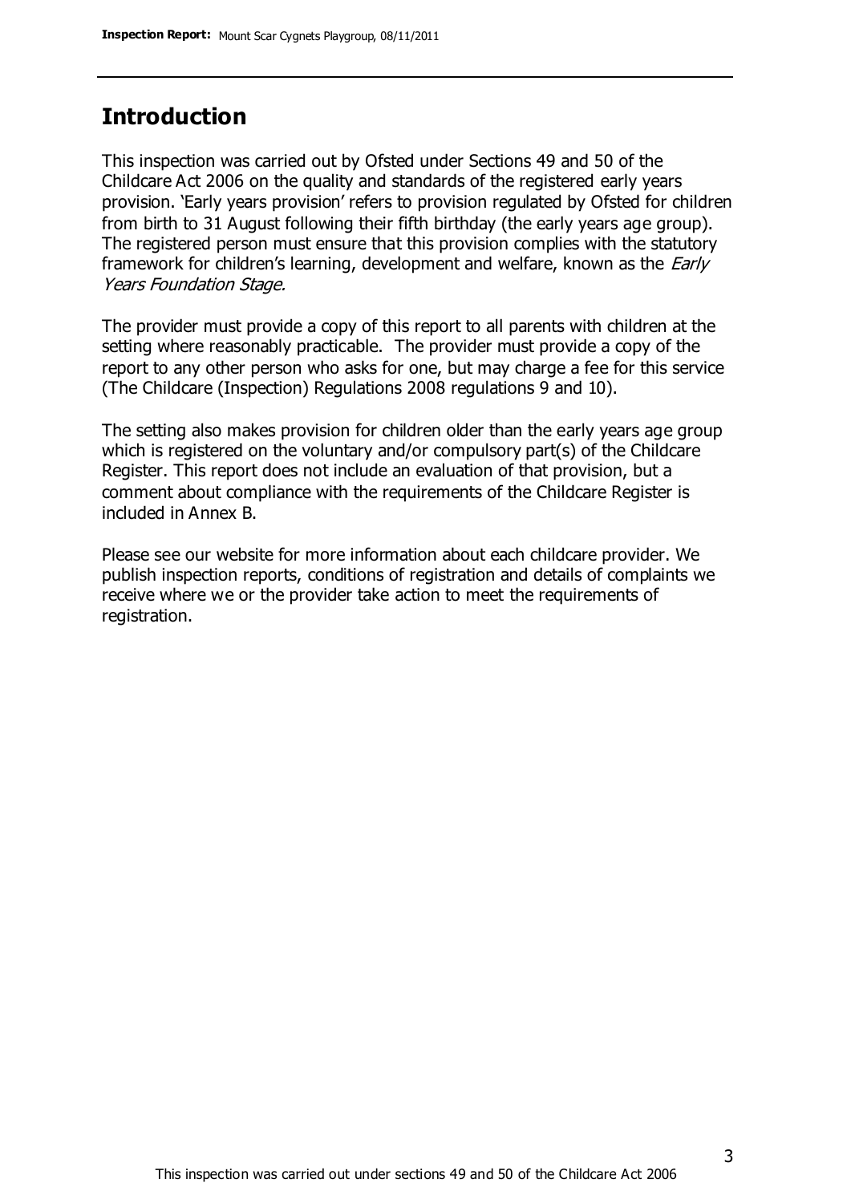## Introduction

This inspection was carried out by Ofsted under Sections 49 and 50 of the Childcare Act 2006 on the quality and standards of the registered early years provision. 'Early years provision' refers to provision regulated by Ofsted for children from birth to 31 August following their fifth birthday (the early years age group). The registered person must ensure that this provision complies with the statutory framework for children's learning, development and welfare, known as the *Early Years Foundation Stage.*

The provider must provide a copy of this report to all parents with children at the setting where reasonably practicable. The provider must provide a copy of the report to any other person who asks for one, but may charge a fee for this service (The Childcare (Inspection) Regulations 2008 regulations 9 and 10).

The setting also makes provision for children older than the early years age group which is registered on the voluntary and/or compulsory part(s) of the Childcare Register. This report does not include an evaluation of that provision, but a comment about compliance with the requirements of the Childcare Register is included in Annex B.

Please see our website for more information about each childcare provider. We publish inspection reports, conditions of registration and details of complaints we receive where we or the provider take action to meet the requirements of registration.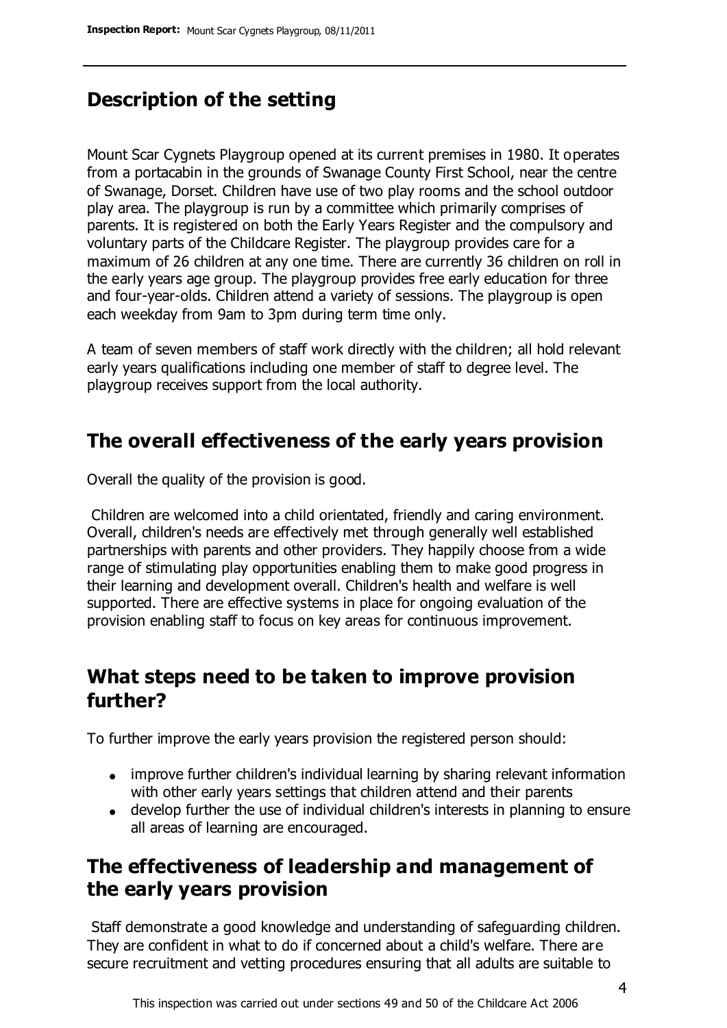## Description of the setting

Mount Scar Cygnets Playgroup opened at its current premises in 1980. It operates from a portacabin in the grounds of Swanage County First School, near the centre of Swanage, Dorset. Children have use of two play rooms and the school outdoor play area. The playgroup is run by a committee which primarily comprises of parents. It is registered on both the Early Years Register and the compulsory and voluntary parts of the Childcare Register. The playgroup provides care for a maximum of 26 children at any one time. There are currently 36 children on roll in the early years age group. The playgroup provides free early education for three and four-year-olds. Children attend a variety of sessions. The playgroup is open each weekday from 9am to 3pm during term time only.

A team of seven members of staff work directly with the children; all hold relevant early years qualifications including one member of staff to degree level. The playgroup receives support from the local authority.

## The overall effectiveness of the early years provision

Overall the quality of the provision is good.

Children are welcomed into a child orientated, friendly and caring environment. Overall, children's needs are effectively met through generally well established partnerships with parents and other providers. They happily choose from a wide range of stimulating play opportunities enabling them to make good progress in their learning and development overall. Children's health and welfare is well supported. There are effective systems in place for ongoing evaluation of the provision enabling staff to focus on key areas for continuous improvement.

## What steps need to be taken to improve provision further?

To further improve the early years provision the registered person should:

- improve further children's individual learning by sharing relevant information with other early years settings that children attend and their parents
- develop further the use of individual children's interests in planning to ensure all areas of learning are encouraged.

## The effectiveness of leadership and management of the early years provision

Staff demonstrate a good knowledge and understanding of safeguarding children. They are confident in what to do if concerned about a child's welfare. There are secure recruitment and vetting procedures ensuring that all adults are suitable to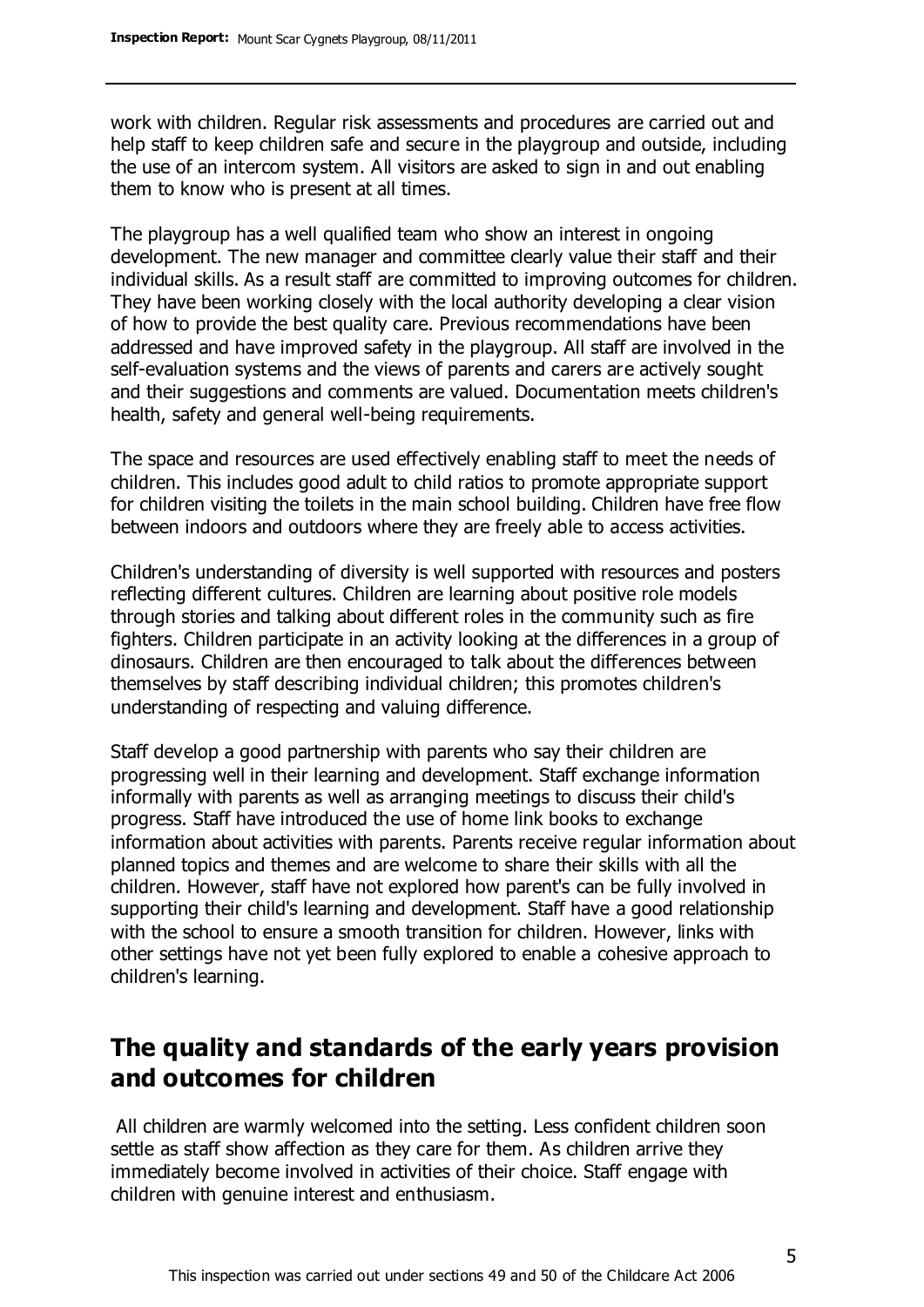work with children. Regular risk assessments and procedures are carried out and help staff to keep children safe and secure in the playgroup and outside, including the use of an intercom system. All visitors are asked to sign in and out enabling them to know who is present at all times.

The playgroup has a well qualified team who show an interest in ongoing development. The new manager and committee clearly value their staff and their individual skills. As a result staff are committed to improving outcomes for children. They have been working closely with the local authority developing a clear vision of how to provide the best quality care. Previous recommendations have been addressed and have improved safety in the playgroup. All staff are involved in the self-evaluation systems and the views of parents and carers are actively sought and their suggestions and comments are valued. Documentation meets children's health, safety and general well-being requirements.

The space and resources are used effectively enabling staff to meet the needs of children. This includes good adult to child ratios to promote appropriate support for children visiting the toilets in the main school building. Children have free flow between indoors and outdoors where they are freely able to access activities.

Children's understanding of diversity is well supported with resources and posters reflecting different cultures. Children are learning about positive role models through stories and talking about different roles in the community such as fire fighters. Children participate in an activity looking at the differences in a group of dinosaurs. Children are then encouraged to talk about the differences between themselves by staff describing individual children; this promotes children's understanding of respecting and valuing difference.

Staff develop a good partnership with parents who say their children are progressing well in their learning and development. Staff exchange information informally with parents as well as arranging meetings to discuss their child's progress. Staff have introduced the use of home link books to exchange information about activities with parents. Parents receive regular information about planned topics and themes and are welcome to share their skills with all the children. However, staff have not explored how parent's can be fully involved in supporting their child's learning and development. Staff have a good relationship with the school to ensure a smooth transition for children. However, links with other settings have not yet been fully explored to enable a cohesive approach to children's learning.

## The quality and standards of the early years provision and outcomes for children

All children are warmly welcomed into the setting. Less confident children soon settle as staff show affection as they care for them. As children arrive they immediately become involved in activities of their choice. Staff engage with children with genuine interest and enthusiasm.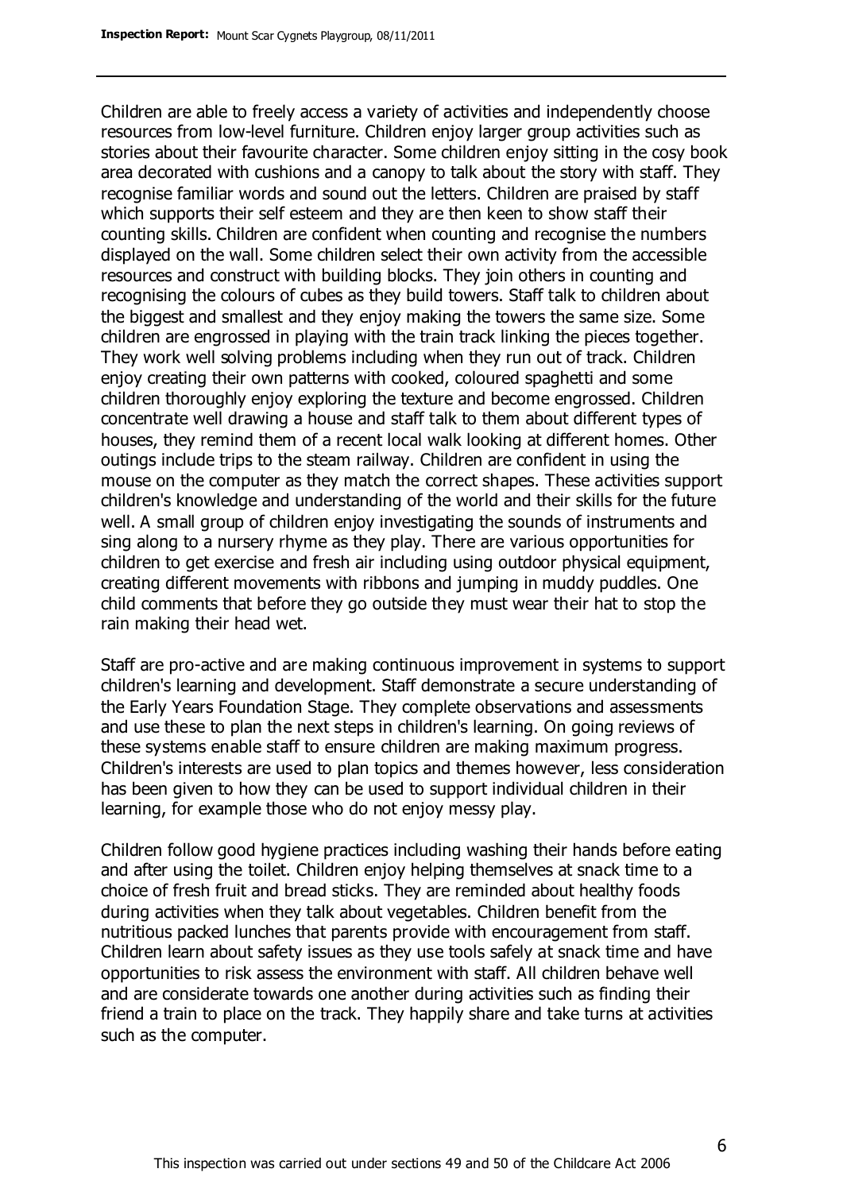Children are able to freely access a variety of activities and independently choose resources from low-level furniture. Children enjoy larger group activities such as stories about their favourite character. Some children enjoy sitting in the cosy book area decorated with cushions and a canopy to talk about the story with staff. They recognise familiar words and sound out the letters. Children are praised by staff which supports their self esteem and they are then keen to show staff their counting skills. Children are confident when counting and recognise the numbers displayed on the wall. Some children select their own activity from the accessible resources and construct with building blocks. They join others in counting and recognising the colours of cubes as they build towers. Staff talk to children about the biggest and smallest and they enjoy making the towers the same size. Some children are engrossed in playing with the train track linking the pieces together. They work well solving problems including when they run out of track. Children enjoy creating their own patterns with cooked, coloured spaghetti and some children thoroughly enjoy exploring the texture and become engrossed. Children concentrate well drawing a house and staff talk to them about different types of houses, they remind them of a recent local walk looking at different homes. Other outings include trips to the steam railway. Children are confident in using the mouse on the computer as they match the correct shapes. These activities support children's knowledge and understanding of the world and their skills for the future well. A small group of children enjoy investigating the sounds of instruments and sing along to a nursery rhyme as they play. There are various opportunities for children to get exercise and fresh air including using outdoor physical equipment, creating different movements with ribbons and jumping in muddy puddles. One child comments that before they go outside they must wear their hat to stop the rain making their head wet.

Staff are pro-active and are making continuous improvement in systems to support children's learning and development. Staff demonstrate a secure understanding of the Early Years Foundation Stage. They complete observations and assessments and use these to plan the next steps in children's learning. On going reviews of these systems enable staff to ensure children are making maximum progress. Children's interests are used to plan topics and themes however, less consideration has been given to how they can be used to support individual children in their learning, for example those who do not enjoy messy play.

Children follow good hygiene practices including washing their hands before eating and after using the toilet. Children enjoy helping themselves at snack time to a choice of fresh fruit and bread sticks. They are reminded about healthy foods during activities when they talk about vegetables. Children benefit from the nutritious packed lunches that parents provide with encouragement from staff. Children learn about safety issues as they use tools safely at snack time and have opportunities to risk assess the environment with staff. All children behave well and are considerate towards one another during activities such as finding their friend a train to place on the track. They happily share and take turns at activities such as the computer.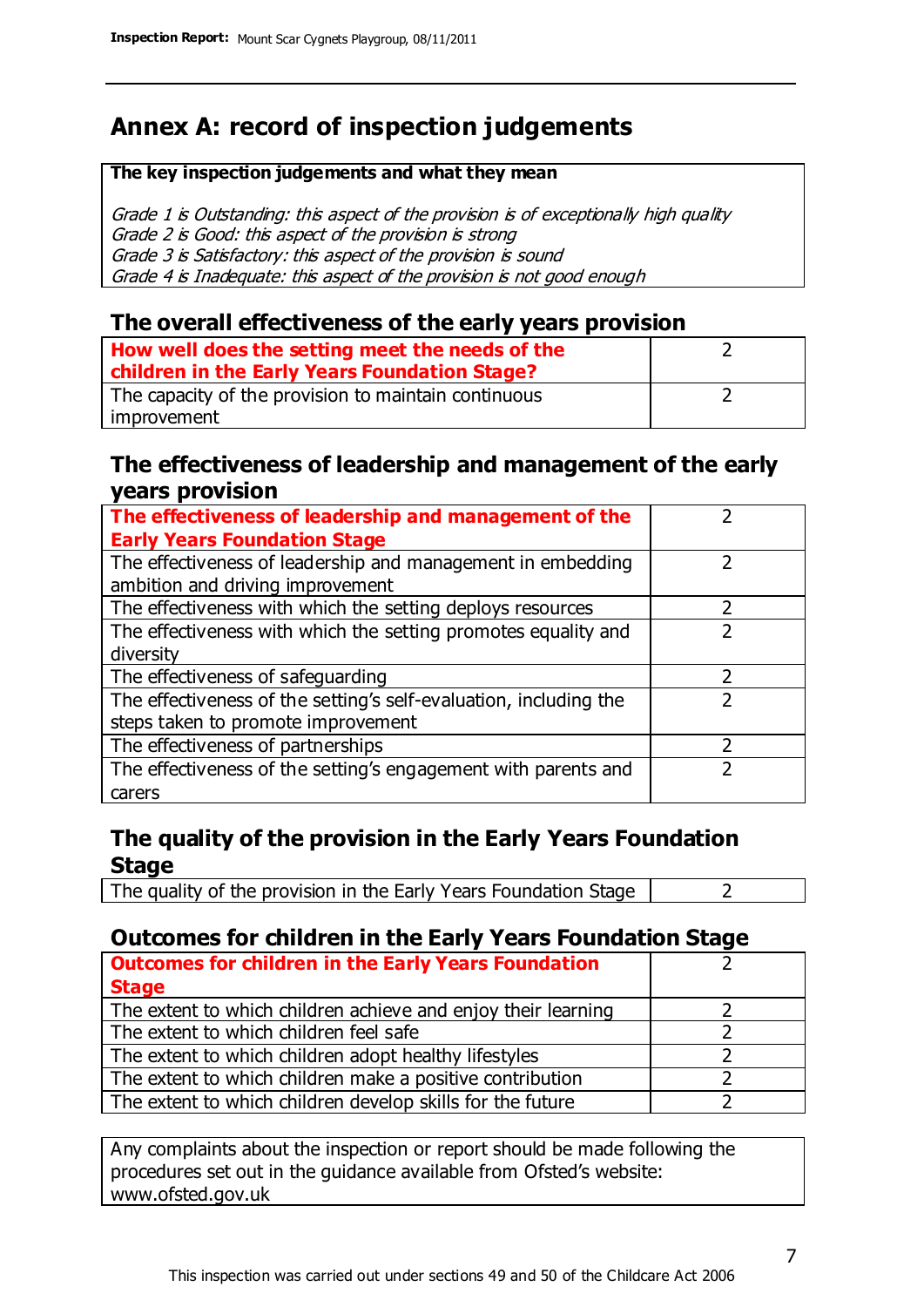# Annex A: record of inspection judgements

**The key inspection judgements and what they mean**

*Grade 1 is Outstanding: this aspect of the provision is of exceptionally high quality*
*Grade 2 is Good: this aspect of the provision is strong*
*Grade 3 is Satisfactory: this aspect of the provision is sound*
*Grade 4 is Inadequate: this aspect of the provision is not good enough*

## The overall effectiveness of the early years provision

| | |
|---|---|
| **How well does the setting meet the needs of the children in the Early Years Foundation Stage?** | 2 |
| The capacity of the provision to maintain continuous improvement | 2 |

## The effectiveness of leadership and management of the early years provision

| | |
|---|---|
| **The effectiveness of leadership and management of the Early Years Foundation Stage** | 2 |
| The effectiveness of leadership and management in embedding ambition and driving improvement | 2 |
| The effectiveness with which the setting deploys resources | 2 |
| The effectiveness with which the setting promotes equality and diversity | 2 |
| The effectiveness of safeguarding | 2 |
| The effectiveness of the setting's self-evaluation, including the steps taken to promote improvement | 2 |
| The effectiveness of partnerships | 2 |
| The effectiveness of the setting's engagement with parents and carers | 2 |

## The quality of the provision in the Early Years Foundation Stage

| | |
|---|---|
| The quality of the provision in the Early Years Foundation Stage | 2 |

## Outcomes for children in the Early Years Foundation Stage

| | |
|---|---|
| **Outcomes for children in the Early Years Foundation Stage** | 2 |
| The extent to which children achieve and enjoy their learning | 2 |
| The extent to which children feel safe | 2 |
| The extent to which children adopt healthy lifestyles | 2 |
| The extent to which children make a positive contribution | 2 |
| The extent to which children develop skills for the future | 2 |

Any complaints about the inspection or report should be made following the procedures set out in the guidance available from Ofsted's website: www.ofsted.gov.uk

This inspection was carried out under sections 49 and 50 of the Childcare Act 2006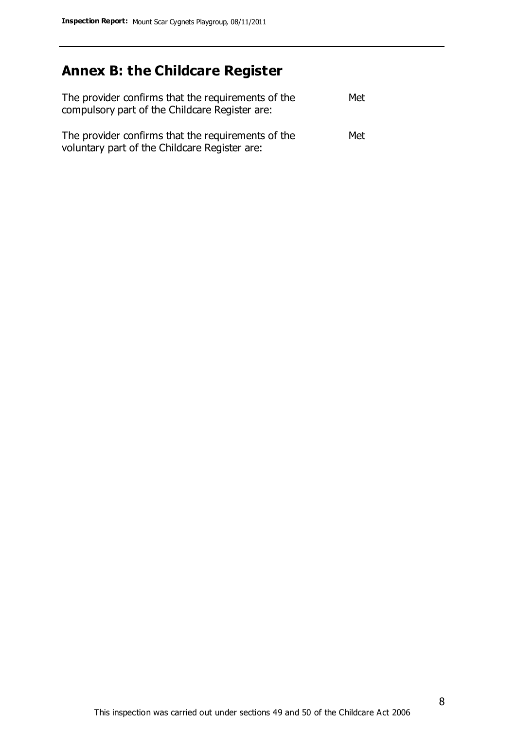## Annex B: the Childcare Register

| | |
|---|---|
| The provider confirms that the requirements of the compulsory part of the Childcare Register are: | Met |
| The provider confirms that the requirements of the voluntary part of the Childcare Register are: | Met |

This inspection was carried out under sections 49 and 50 of the Childcare Act 2006